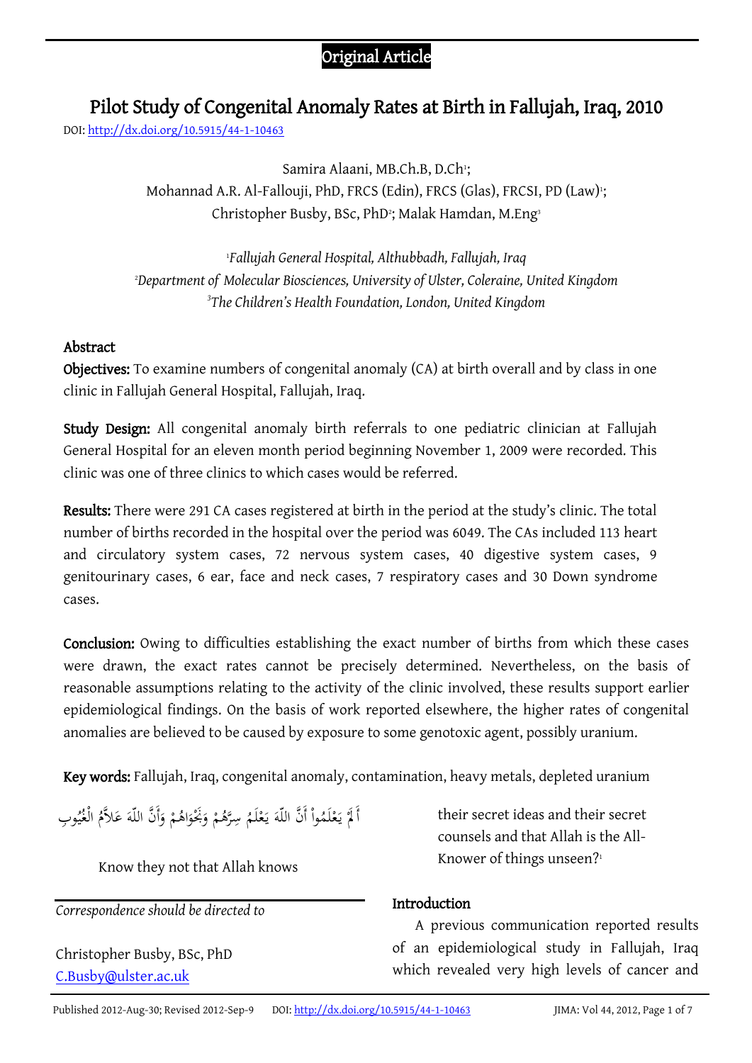Original Article

# Pilot Study of Congenital Anomaly Rates at Birth in Fallujah, Iraq, 2010

DOI: http://dx.doi.org/10.5915/44-1-10463

Samira Alaani, MB.Ch.B, D.Ch[1];
Mohannad A.R. Al-Fallouji, PhD, FRCS (Edin), FRCS (Glas), FRCSI, PD (Law)[1];
Christopher Busby, BSc, PhD[2]; Malak Hamdan, M.Eng[3]

[1]*Fallujah General Hospital, Althubbadh, Fallujah, Iraq*
[2]*Department of Molecular Biosciences, University of Ulster, Coleraine, United Kingdom*
[3]*The Children's Health Foundation, London, United Kingdom*

## Abstract

**Objectives:** To examine numbers of congenital anomaly (CA) at birth overall and by class in one clinic in Fallujah General Hospital, Fallujah, Iraq.

**Study Design:** All congenital anomaly birth referrals to one pediatric clinician at Fallujah General Hospital for an eleven month period beginning November 1, 2009 were recorded. This clinic was one of three clinics to which cases would be referred.

**Results:** There were 291 CA cases registered at birth in the period at the study's clinic. The total number of births recorded in the hospital over the period was 6049. The CAs included 113 heart and circulatory system cases, 72 nervous system cases, 40 digestive system cases, 9 genitourinary cases, 6 ear, face and neck cases, 7 respiratory cases and 30 Down syndrome cases.

**Conclusion:** Owing to difficulties establishing the exact number of births from which these cases were drawn, the exact rates cannot be precisely determined. Nevertheless, on the basis of reasonable assumptions relating to the activity of the clinic involved, these results support earlier epidemiological findings. On the basis of work reported elsewhere, the higher rates of congenital anomalies are believed to be caused by exposure to some genotoxic agent, possibly uranium.

**Key words:** Fallujah, Iraq, congenital anomaly, contamination, heavy metals, depleted uranium

أَلَمْ يَعْلَمُواْ أَنَّ اللّهَ يَعْلَمُ سِرَّهُمْ وَنَجْوَاهُمْ وَأَنَّ اللّهَ عَلاَّمُ الْغُيُوبِ

Know they not that Allah knows their secret ideas and their secret counsels and that Allah is the All-Knower of things unseen?[1]

*Correspondence should be directed to*

Christopher Busby, BSc, PhD
C.Busby@ulster.ac.uk

## Introduction

A previous communication reported results of an epidemiological study in Fallujah, Iraq which revealed very high levels of cancer and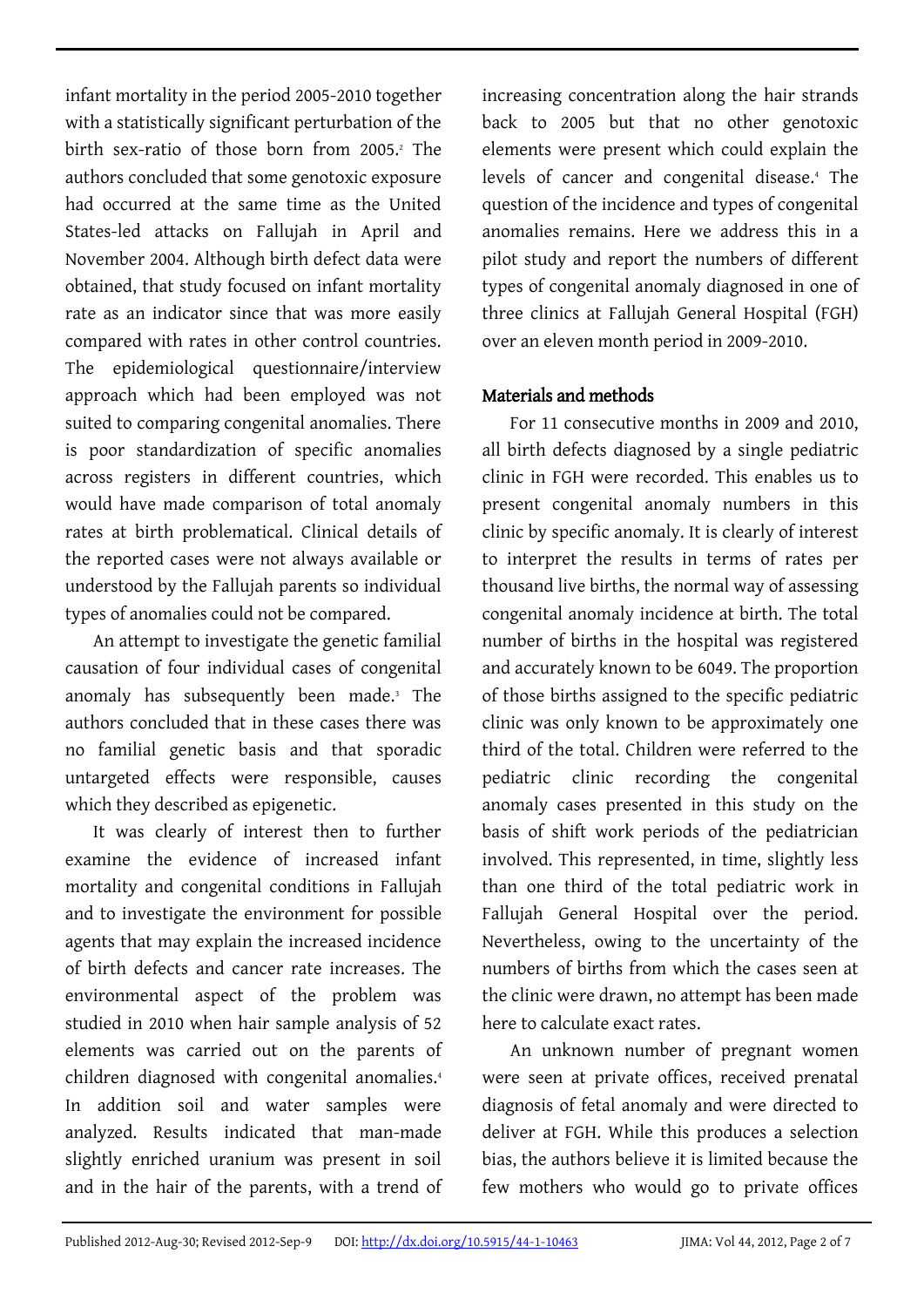infant mortality in the period 2005-2010 together with a statistically significant perturbation of the birth sex-ratio of those born from 2005.[2] The authors concluded that some genotoxic exposure had occurred at the same time as the United States-led attacks on Fallujah in April and November 2004. Although birth defect data were obtained, that study focused on infant mortality rate as an indicator since that was more easily compared with rates in other control countries. The epidemiological questionnaire/interview approach which had been employed was not suited to comparing congenital anomalies. There is poor standardization of specific anomalies across registers in different countries, which would have made comparison of total anomaly rates at birth problematical. Clinical details of the reported cases were not always available or understood by the Fallujah parents so individual types of anomalies could not be compared.

An attempt to investigate the genetic familial causation of four individual cases of congenital anomaly has subsequently been made.[3] The authors concluded that in these cases there was no familial genetic basis and that sporadic untargeted effects were responsible, causes which they described as epigenetic.

It was clearly of interest then to further examine the evidence of increased infant mortality and congenital conditions in Fallujah and to investigate the environment for possible agents that may explain the increased incidence of birth defects and cancer rate increases. The environmental aspect of the problem was studied in 2010 when hair sample analysis of 52 elements was carried out on the parents of children diagnosed with congenital anomalies.[4] In addition soil and water samples were analyzed. Results indicated that man-made slightly enriched uranium was present in soil and in the hair of the parents, with a trend of increasing concentration along the hair strands back to 2005 but that no other genotoxic elements were present which could explain the levels of cancer and congenital disease.[4] The question of the incidence and types of congenital anomalies remains. Here we address this in a pilot study and report the numbers of different types of congenital anomaly diagnosed in one of three clinics at Fallujah General Hospital (FGH) over an eleven month period in 2009-2010.

## Materials and methods

For 11 consecutive months in 2009 and 2010, all birth defects diagnosed by a single pediatric clinic in FGH were recorded. This enables us to present congenital anomaly numbers in this clinic by specific anomaly. It is clearly of interest to interpret the results in terms of rates per thousand live births, the normal way of assessing congenital anomaly incidence at birth. The total number of births in the hospital was registered and accurately known to be 6049. The proportion of those births assigned to the specific pediatric clinic was only known to be approximately one third of the total. Children were referred to the pediatric clinic recording the congenital anomaly cases presented in this study on the basis of shift work periods of the pediatrician involved. This represented, in time, slightly less than one third of the total pediatric work in Fallujah General Hospital over the period. Nevertheless, owing to the uncertainty of the numbers of births from which the cases seen at the clinic were drawn, no attempt has been made here to calculate exact rates.

An unknown number of pregnant women were seen at private offices, received prenatal diagnosis of fetal anomaly and were directed to deliver at FGH. While this produces a selection bias, the authors believe it is limited because the few mothers who would go to private offices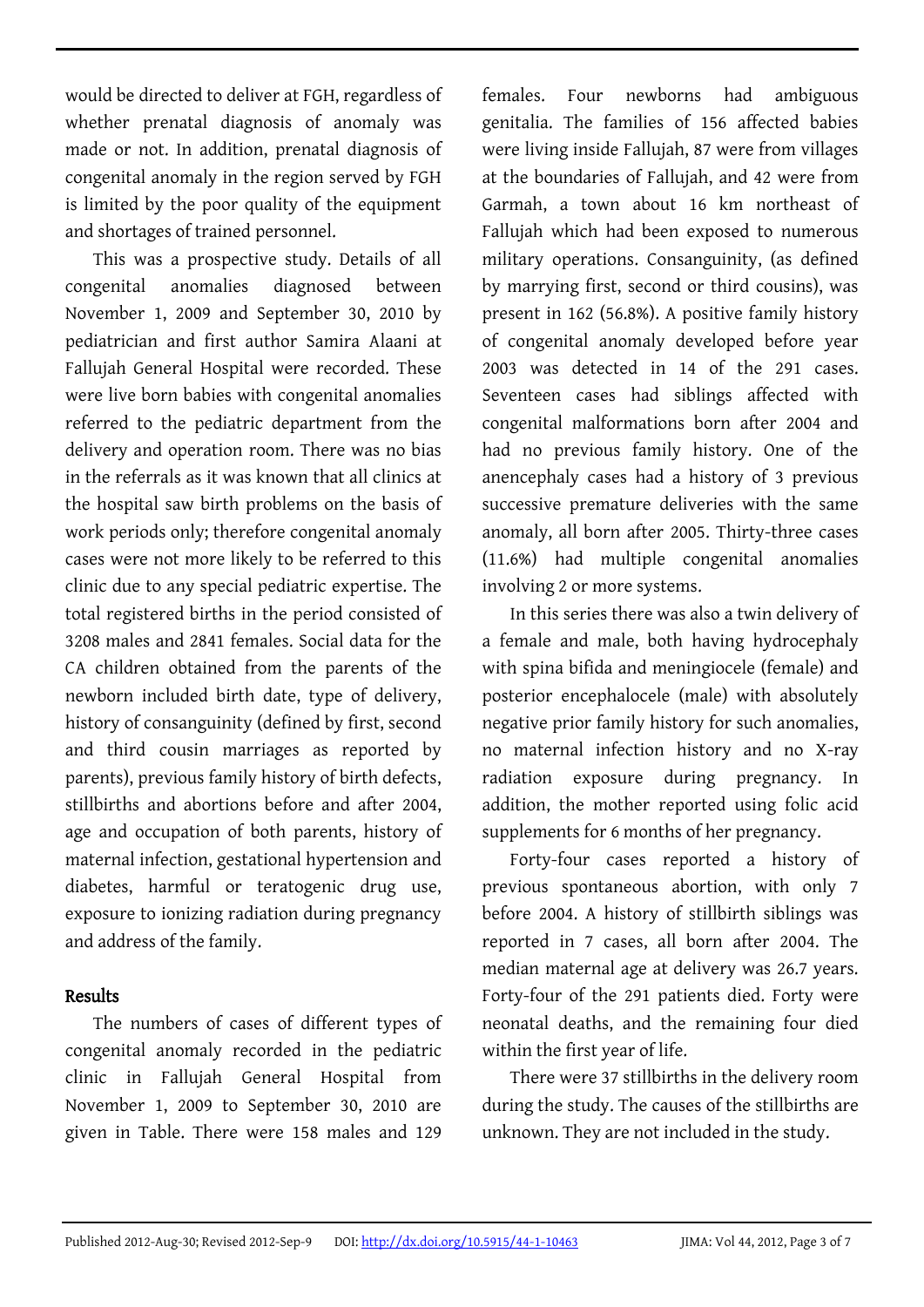would be directed to deliver at FGH, regardless of whether prenatal diagnosis of anomaly was made or not. In addition, prenatal diagnosis of congenital anomaly in the region served by FGH is limited by the poor quality of the equipment and shortages of trained personnel.

This was a prospective study. Details of all congenital anomalies diagnosed between November 1, 2009 and September 30, 2010 by pediatrician and first author Samira Alaani at Fallujah General Hospital were recorded. These were live born babies with congenital anomalies referred to the pediatric department from the delivery and operation room. There was no bias in the referrals as it was known that all clinics at the hospital saw birth problems on the basis of work periods only; therefore congenital anomaly cases were not more likely to be referred to this clinic due to any special pediatric expertise. The total registered births in the period consisted of 3208 males and 2841 females. Social data for the CA children obtained from the parents of the newborn included birth date, type of delivery, history of consanguinity (defined by first, second and third cousin marriages as reported by parents), previous family history of birth defects, stillbirths and abortions before and after 2004, age and occupation of both parents, history of maternal infection, gestational hypertension and diabetes, harmful or teratogenic drug use, exposure to ionizing radiation during pregnancy and address of the family.

## Results

The numbers of cases of different types of congenital anomaly recorded in the pediatric clinic in Fallujah General Hospital from November 1, 2009 to September 30, 2010 are given in Table. There were 158 males and 129 females. Four newborns had ambiguous genitalia. The families of 156 affected babies were living inside Fallujah, 87 were from villages at the boundaries of Fallujah, and 42 were from Garmah, a town about 16 km northeast of Fallujah which had been exposed to numerous military operations. Consanguinity, (as defined by marrying first, second or third cousins), was present in 162 (56.8%). A positive family history of congenital anomaly developed before year 2003 was detected in 14 of the 291 cases. Seventeen cases had siblings affected with congenital malformations born after 2004 and had no previous family history. One of the anencephaly cases had a history of 3 previous successive premature deliveries with the same anomaly, all born after 2005. Thirty-three cases (11.6%) had multiple congenital anomalies involving 2 or more systems.

In this series there was also a twin delivery of a female and male, both having hydrocephaly with spina bifida and meningiocele (female) and posterior encephalocele (male) with absolutely negative prior family history for such anomalies, no maternal infection history and no X-ray radiation exposure during pregnancy. In addition, the mother reported using folic acid supplements for 6 months of her pregnancy.

Forty-four cases reported a history of previous spontaneous abortion, with only 7 before 2004. A history of stillbirth siblings was reported in 7 cases, all born after 2004. The median maternal age at delivery was 26.7 years. Forty-four of the 291 patients died. Forty were neonatal deaths, and the remaining four died within the first year of life.

There were 37 stillbirths in the delivery room during the study. The causes of the stillbirths are unknown. They are not included in the study.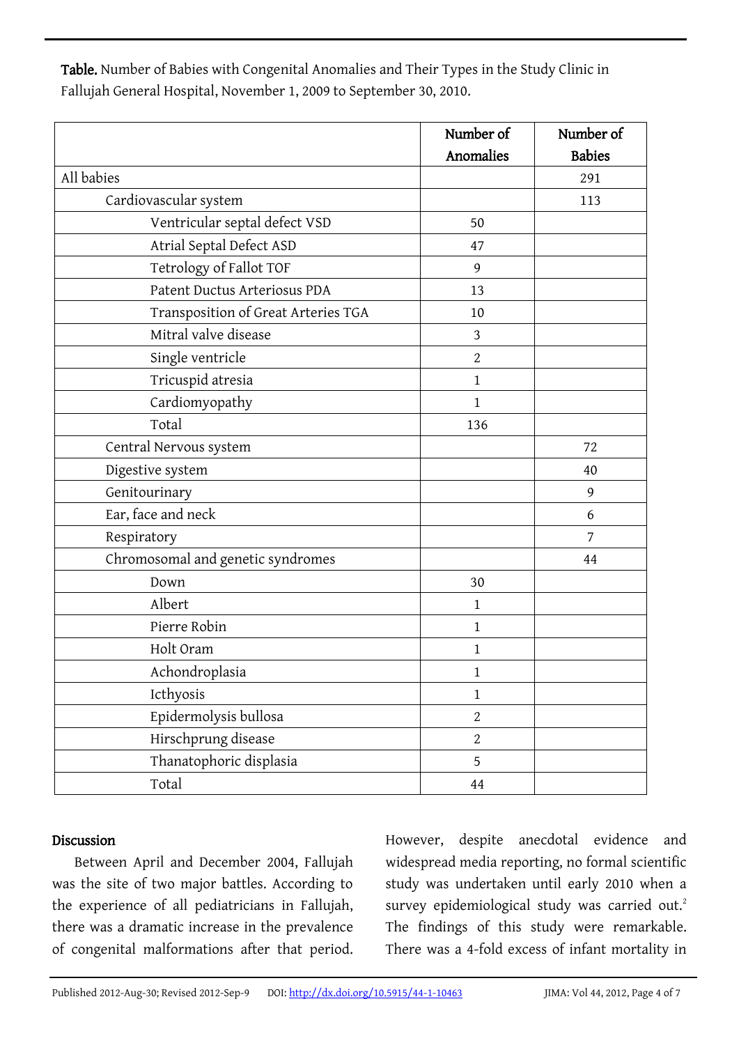**Table.** Number of Babies with Congenital Anomalies and Their Types in the Study Clinic in Fallujah General Hospital, November 1, 2009 to September 30, 2010.

| | Number of Anomalies | Number of Babies |
|---|---|---|
| All babies | | 291 |
| Cardiovascular system | | 113 |
| Ventricular septal defect VSD | 50 | |
| Atrial Septal Defect ASD | 47 | |
| Tetrology of Fallot TOF | 9 | |
| Patent Ductus Arteriosus PDA | 13 | |
| Transposition of Great Arteries TGA | 10 | |
| Mitral valve disease | 3 | |
| Single ventricle | 2 | |
| Tricuspid atresia | 1 | |
| Cardiomyopathy | 1 | |
| Total | 136 | |
| Central Nervous system | | 72 |
| Digestive system | | 40 |
| Genitourinary | | 9 |
| Ear, face and neck | | 6 |
| Respiratory | | 7 |
| Chromosomal and genetic syndromes | | 44 |
| Down | 30 | |
| Albert | 1 | |
| Pierre Robin | 1 | |
| Holt Oram | 1 | |
| Achondroplasia | 1 | |
| Icthyosis | 1 | |
| Epidermolysis bullosa | 2 | |
| Hirschprung disease | 2 | |
| Thanatophoric displasia | 5 | |
| Total | 44 | |

## Discussion

Between April and December 2004, Fallujah was the site of two major battles. According to the experience of all pediatricians in Fallujah, there was a dramatic increase in the prevalence of congenital malformations after that period. However, despite anecdotal evidence and widespread media reporting, no formal scientific study was undertaken until early 2010 when a survey epidemiological study was carried out.[2] The findings of this study were remarkable. There was a 4-fold excess of infant mortality in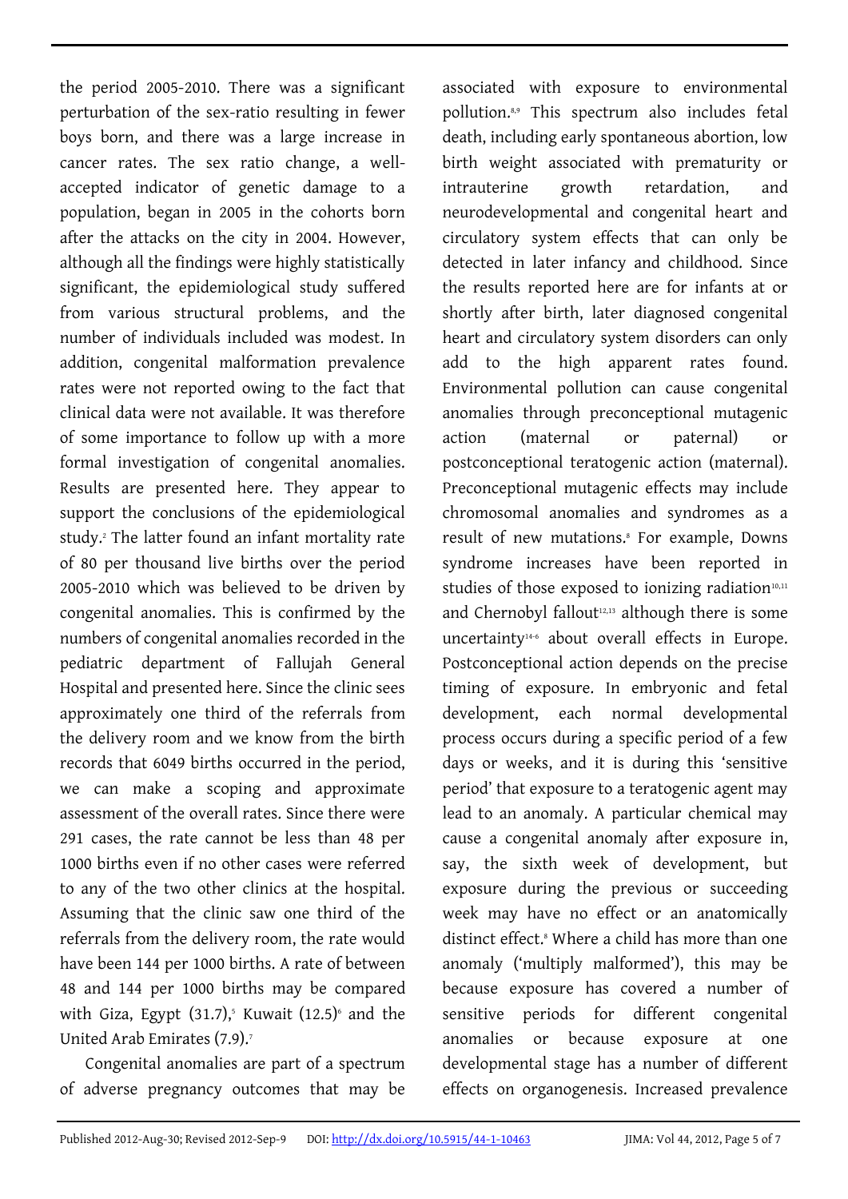the period 2005-2010. There was a significant perturbation of the sex-ratio resulting in fewer boys born, and there was a large increase in cancer rates. The sex ratio change, a well-accepted indicator of genetic damage to a population, began in 2005 in the cohorts born after the attacks on the city in 2004. However, although all the findings were highly statistically significant, the epidemiological study suffered from various structural problems, and the number of individuals included was modest. In addition, congenital malformation prevalence rates were not reported owing to the fact that clinical data were not available. It was therefore of some importance to follow up with a more formal investigation of congenital anomalies. Results are presented here. They appear to support the conclusions of the epidemiological study.[2] The latter found an infant mortality rate of 80 per thousand live births over the period 2005-2010 which was believed to be driven by congenital anomalies. This is confirmed by the numbers of congenital anomalies recorded in the pediatric department of Fallujah General Hospital and presented here. Since the clinic sees approximately one third of the referrals from the delivery room and we know from the birth records that 6049 births occurred in the period, we can make a scoping and approximate assessment of the overall rates. Since there were 291 cases, the rate cannot be less than 48 per 1000 births even if no other cases were referred to any of the two other clinics at the hospital. Assuming that the clinic saw one third of the referrals from the delivery room, the rate would have been 144 per 1000 births. A rate of between 48 and 144 per 1000 births may be compared with Giza, Egypt (31.7),[5] Kuwait (12.5)[6] and the United Arab Emirates (7.9).[7]

Congenital anomalies are part of a spectrum of adverse pregnancy outcomes that may be associated with exposure to environmental pollution.[8,9] This spectrum also includes fetal death, including early spontaneous abortion, low birth weight associated with prematurity or intrauterine growth retardation, and neurodevelopmental and congenital heart and circulatory system effects that can only be detected in later infancy and childhood. Since the results reported here are for infants at or shortly after birth, later diagnosed congenital heart and circulatory system disorders can only add to the high apparent rates found. Environmental pollution can cause congenital anomalies through preconceptional mutagenic action (maternal or paternal) or postconceptional teratogenic action (maternal). Preconceptional mutagenic effects may include chromosomal anomalies and syndromes as a result of new mutations.[8] For example, Downs syndrome increases have been reported in studies of those exposed to ionizing radiation[10,11] and Chernobyl fallout[12,13] although there is some uncertainty[14-6] about overall effects in Europe. Postconceptional action depends on the precise timing of exposure. In embryonic and fetal development, each normal developmental process occurs during a specific period of a few days or weeks, and it is during this 'sensitive period' that exposure to a teratogenic agent may lead to an anomaly. A particular chemical may cause a congenital anomaly after exposure in, say, the sixth week of development, but exposure during the previous or succeeding week may have no effect or an anatomically distinct effect.[8] Where a child has more than one anomaly ('multiply malformed'), this may be because exposure has covered a number of sensitive periods for different congenital anomalies or because exposure at one developmental stage has a number of different effects on organogenesis. Increased prevalence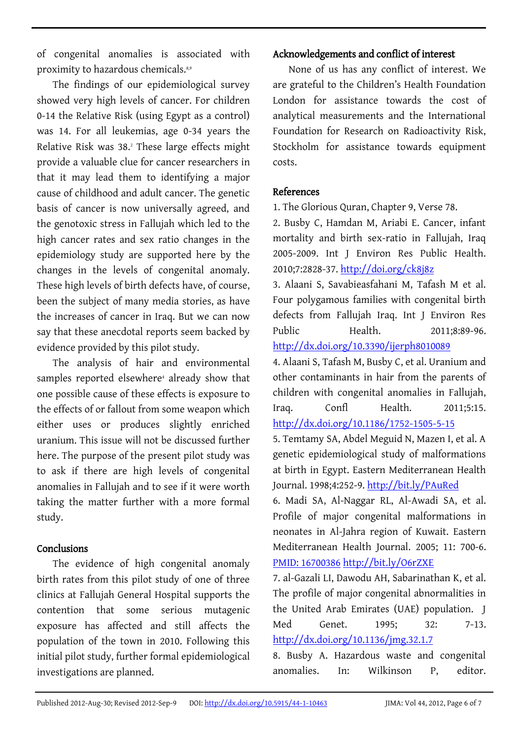of congenital anomalies is associated with proximity to hazardous chemicals.[8,9]

The findings of our epidemiological survey showed very high levels of cancer. For children 0-14 the Relative Risk (using Egypt as a control) was 14. For all leukemias, age 0-34 years the Relative Risk was 38.[2] These large effects might provide a valuable clue for cancer researchers in that it may lead them to identifying a major cause of childhood and adult cancer. The genetic basis of cancer is now universally agreed, and the genotoxic stress in Fallujah which led to the high cancer rates and sex ratio changes in the epidemiology study are supported here by the changes in the levels of congenital anomaly. These high levels of birth defects have, of course, been the subject of many media stories, as have the increases of cancer in Iraq. But we can now say that these anecdotal reports seem backed by evidence provided by this pilot study.

The analysis of hair and environmental samples reported elsewhere[4] already show that one possible cause of these effects is exposure to the effects of or fallout from some weapon which either uses or produces slightly enriched uranium. This issue will not be discussed further here. The purpose of the present pilot study was to ask if there are high levels of congenital anomalies in Fallujah and to see if it were worth taking the matter further with a more formal study.

## Conclusions

The evidence of high congenital anomaly birth rates from this pilot study of one of three clinics at Fallujah General Hospital supports the contention that some serious mutagenic exposure has affected and still affects the population of the town in 2010. Following this initial pilot study, further formal epidemiological investigations are planned.

## Acknowledgements and conflict of interest

None of us has any conflict of interest. We are grateful to the Children's Health Foundation London for assistance towards the cost of analytical measurements and the International Foundation for Research on Radioactivity Risk, Stockholm for assistance towards equipment costs.

## References

1. The Glorious Quran, Chapter 9, Verse 78.
2. Busby C, Hamdan M, Ariabi E. Cancer, infant mortality and birth sex-ratio in Fallujah, Iraq 2005-2009. Int J Environ Res Public Health. 2010;7:2828-37. http://doi.org/ck8j8z
3. Alaani S, Savabieasfahani M, Tafash M et al. Four polygamous families with congenital birth defects from Fallujah Iraq. Int J Environ Res Public Health. 2011;8:89-96. http://dx.doi.org/10.3390/ijerph8010089
4. Alaani S, Tafash M, Busby C, et al. Uranium and other contaminants in hair from the parents of children with congenital anomalies in Fallujah, Iraq. Confl Health. 2011;5:15. http://dx.doi.org/10.1186/1752-1505-5-15
5. Temtamy SA, Abdel Meguid N, Mazen I, et al. A genetic epidemiological study of malformations at birth in Egypt. Eastern Mediterranean Health Journal. 1998;4:252-9. http://bit.ly/PAuRed
6. Madi SA, Al-Naggar RL, Al-Awadi SA, et al. Profile of major congenital malformations in neonates in Al-Jahra region of Kuwait. Eastern Mediterranean Health Journal. 2005; 11: 700-6. PMID: 16700386 http://bit.ly/O6rZXE
7. al-Gazali LI, Dawodu AH, Sabarinathan K, et al. The profile of major congenital abnormalities in the United Arab Emirates (UAE) population. J Med Genet. 1995; 32: 7-13. http://dx.doi.org/10.1136/jmg.32.1.7
8. Busby A. Hazardous waste and congenital anomalies. In: Wilkinson P, editor.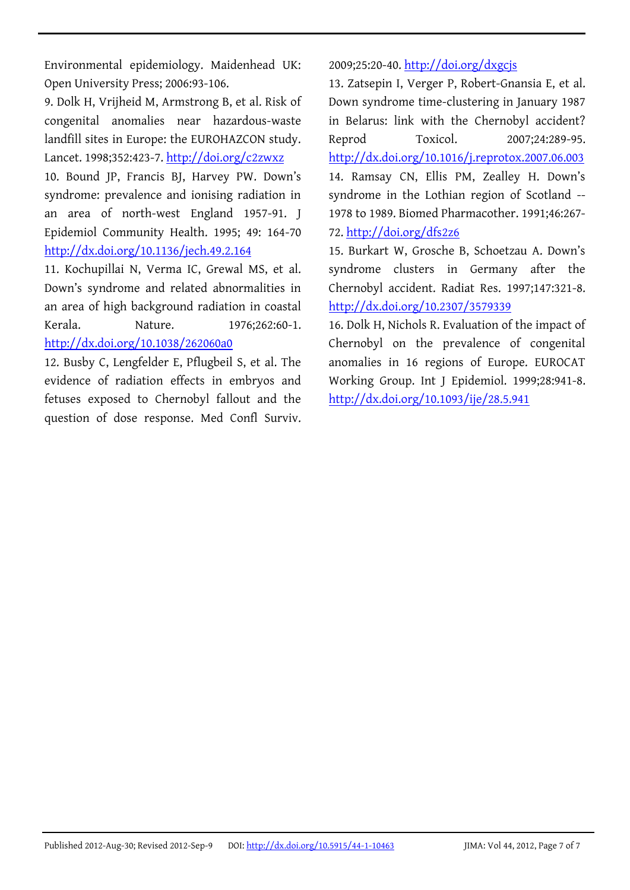Environmental epidemiology. Maidenhead UK: Open University Press; 2006:93-106.

9. Dolk H, Vrijheid M, Armstrong B, et al. Risk of congenital anomalies near hazardous-waste landfill sites in Europe: the EUROHAZCON study. Lancet. 1998;352:423-7. http://doi.org/c2zwxz

10. Bound JP, Francis BJ, Harvey PW. Down's syndrome: prevalence and ionising radiation in an area of north-west England 1957-91. J Epidemiol Community Health. 1995; 49: 164-70 http://dx.doi.org/10.1136/jech.49.2.164

11. Kochupillai N, Verma IC, Grewal MS, et al. Down's syndrome and related abnormalities in an area of high background radiation in coastal Kerala. Nature. 1976;262:60-1. http://dx.doi.org/10.1038/262060a0

12. Busby C, Lengfelder E, Pflugbeil S, et al. The evidence of radiation effects in embryos and fetuses exposed to Chernobyl fallout and the question of dose response. Med Confl Surviv. 2009;25:20-40. http://doi.org/dxgcjs

13. Zatsepin I, Verger P, Robert-Gnansia E, et al. Down syndrome time-clustering in January 1987 in Belarus: link with the Chernobyl accident? Reprod Toxicol. 2007;24:289-95. http://dx.doi.org/10.1016/j.reprotox.2007.06.003

14. Ramsay CN, Ellis PM, Zealley H. Down's syndrome in the Lothian region of Scotland -- 1978 to 1989. Biomed Pharmacother. 1991;46:267-72. http://doi.org/dfs2z6

15. Burkart W, Grosche B, Schoetzau A. Down's syndrome clusters in Germany after the Chernobyl accident. Radiat Res. 1997;147:321-8. http://dx.doi.org/10.2307/3579339

16. Dolk H, Nichols R. Evaluation of the impact of Chernobyl on the prevalence of congenital anomalies in 16 regions of Europe. EUROCAT Working Group. Int J Epidemiol. 1999;28:941-8. http://dx.doi.org/10.1093/ije/28.5.941